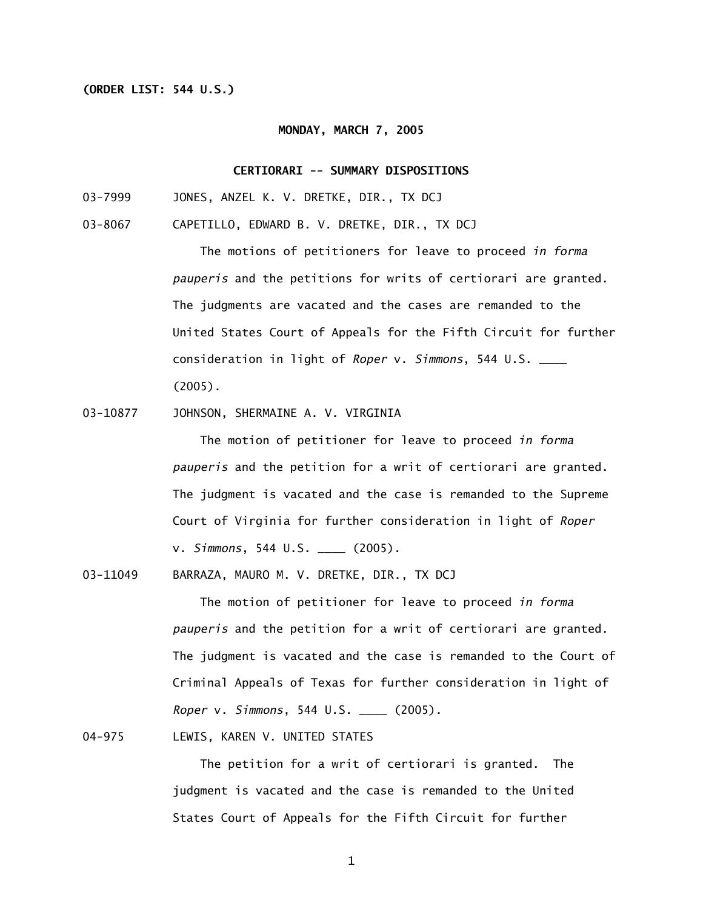**(ORDER LIST: 544 U.S.)**

**MONDAY, MARCH 7, 2005**

**CERTIORARI -- SUMMARY DISPOSITIONS**

03-7999 JONES, ANZEL K. V. DRETKE, DIR., TX DCJ

03-8067 CAPETILLO, EDWARD B. V. DRETKE, DIR., TX DCJ

The motions of petitioners for leave to proceed *in forma pauperis* and the petitions for writs of certiorari are granted. The judgments are vacated and the cases are remanded to the United States Court of Appeals for the Fifth Circuit for further consideration in light of *Roper* v. *Simmons*, 544 U.S. \_\_\_\_ (2005).

03-10877 JOHNSON, SHERMAINE A. V. VIRGINIA

The motion of petitioner for leave to proceed *in forma pauperis* and the petition for a writ of certiorari are granted. The judgment is vacated and the case is remanded to the Supreme Court of Virginia for further consideration in light of *Roper* v. *Simmons*, 544 U.S. \_\_\_\_ (2005).

03-11049 BARRAZA, MAURO M. V. DRETKE, DIR., TX DCJ

The motion of petitioner for leave to proceed *in forma pauperis* and the petition for a writ of certiorari are granted. The judgment is vacated and the case is remanded to the Court of Criminal Appeals of Texas for further consideration in light of *Roper* v. *Simmons*, 544 U.S. \_\_\_\_ (2005).

04-975 LEWIS, KAREN V. UNITED STATES

The petition for a writ of certiorari is granted. The judgment is vacated and the case is remanded to the United States Court of Appeals for the Fifth Circuit for further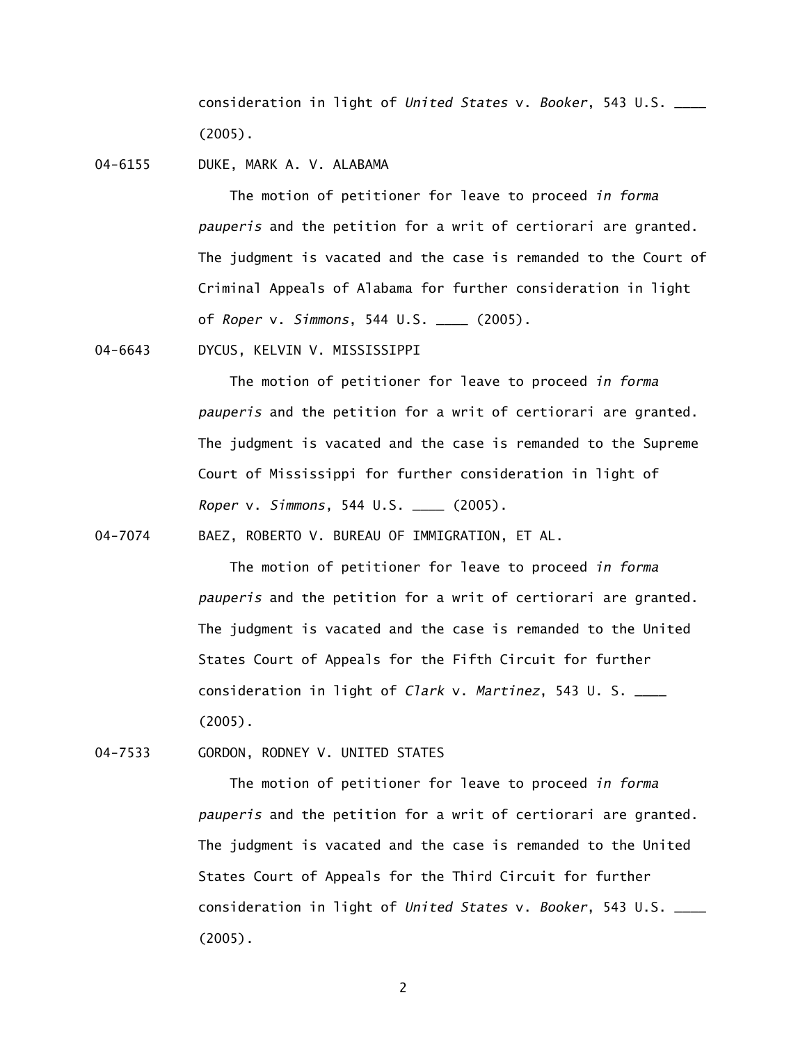consideration in light of *United States* v. *Booker*, 543 U.S. ____ (2005).

04-6155 DUKE, MARK A. V. ALABAMA

The motion of petitioner for leave to proceed *in forma pauperis* and the petition for a writ of certiorari are granted. The judgment is vacated and the case is remanded to the Court of Criminal Appeals of Alabama for further consideration in light of *Roper* v. *Simmons*, 544 U.S. ____ (2005).

04-6643 DYCUS, KELVIN V. MISSISSIPPI

The motion of petitioner for leave to proceed *in forma pauperis* and the petition for a writ of certiorari are granted. The judgment is vacated and the case is remanded to the Supreme Court of Mississippi for further consideration in light of *Roper* v. *Simmons*, 544 U.S. ____ (2005).

04-7074 BAEZ, ROBERTO V. BUREAU OF IMMIGRATION, ET AL.

The motion of petitioner for leave to proceed *in forma pauperis* and the petition for a writ of certiorari are granted. The judgment is vacated and the case is remanded to the United States Court of Appeals for the Fifth Circuit for further consideration in light of *Clark* v. *Martinez*, 543 U. S. ____ (2005).

04-7533 GORDON, RODNEY V. UNITED STATES

The motion of petitioner for leave to proceed *in forma pauperis* and the petition for a writ of certiorari are granted. The judgment is vacated and the case is remanded to the United States Court of Appeals for the Third Circuit for further consideration in light of *United States* v. *Booker*, 543 U.S. ____ (2005).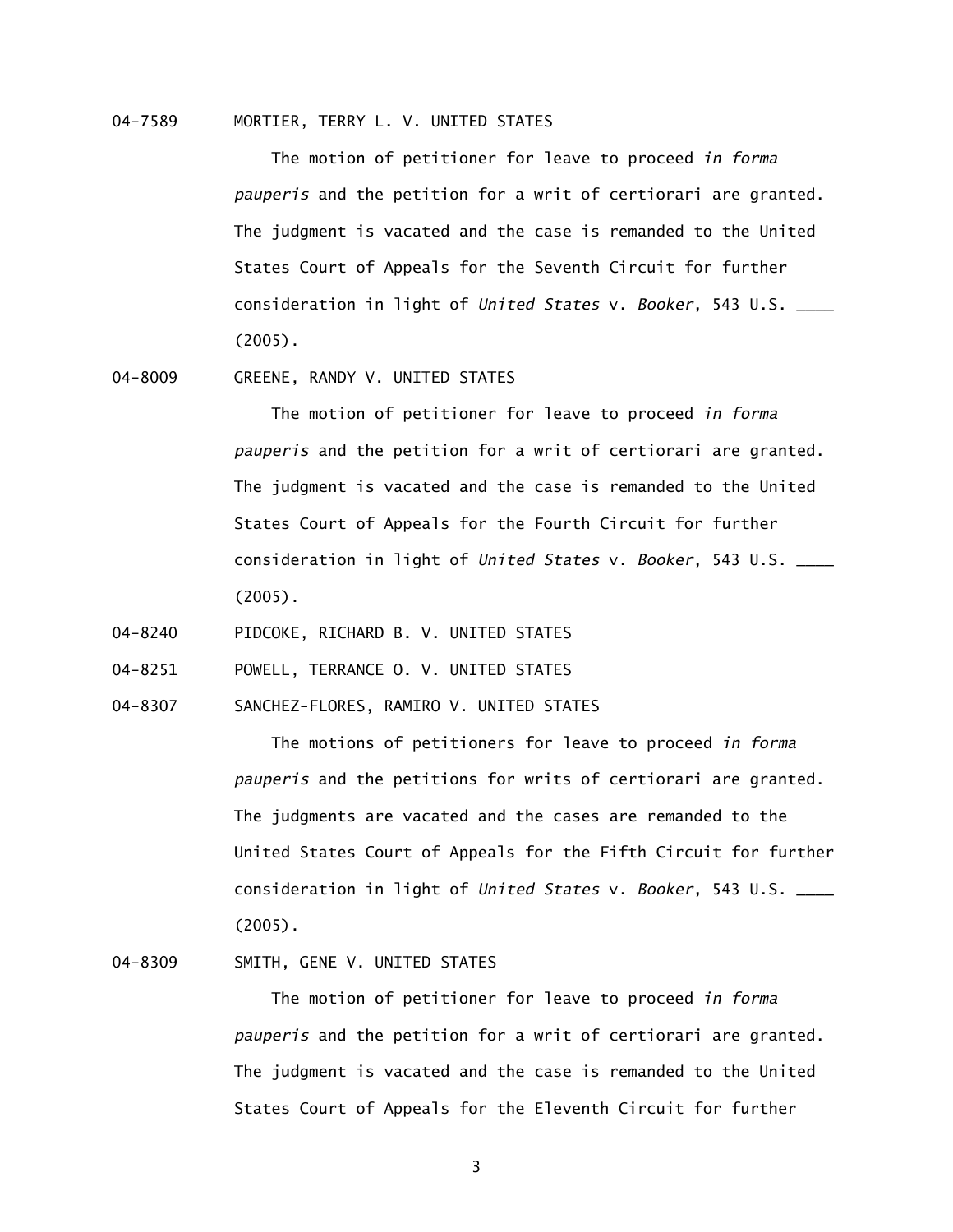04-7589 MORTIER, TERRY L. V. UNITED STATES

The motion of petitioner for leave to proceed *in forma pauperis* and the petition for a writ of certiorari are granted. The judgment is vacated and the case is remanded to the United States Court of Appeals for the Seventh Circuit for further consideration in light of *United States* v. *Booker*, 543 U.S. ___ (2005).

04-8009 GREENE, RANDY V. UNITED STATES

The motion of petitioner for leave to proceed *in forma pauperis* and the petition for a writ of certiorari are granted. The judgment is vacated and the case is remanded to the United States Court of Appeals for the Fourth Circuit for further consideration in light of *United States* v. *Booker*, 543 U.S. ___ (2005).

04-8240 PIDCOKE, RICHARD B. V. UNITED STATES

04-8251 POWELL, TERRANCE O. V. UNITED STATES

04-8307 SANCHEZ-FLORES, RAMIRO V. UNITED STATES

The motions of petitioners for leave to proceed *in forma pauperis* and the petitions for writs of certiorari are granted. The judgments are vacated and the cases are remanded to the United States Court of Appeals for the Fifth Circuit for further consideration in light of *United States* v. *Booker*, 543 U.S. ___ (2005).

04-8309 SMITH, GENE V. UNITED STATES

The motion of petitioner for leave to proceed *in forma pauperis* and the petition for a writ of certiorari are granted. The judgment is vacated and the case is remanded to the United States Court of Appeals for the Eleventh Circuit for further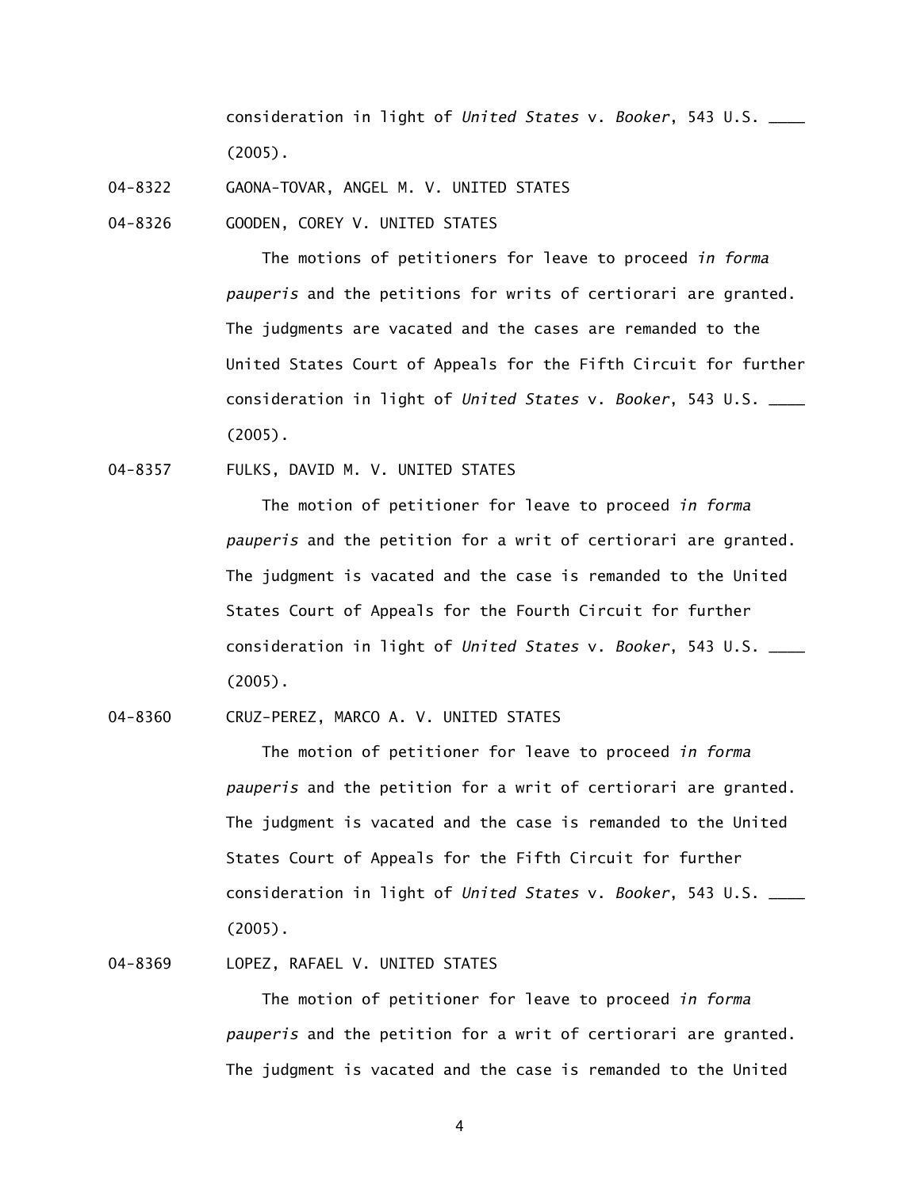consideration in light of *United States* v. *Booker*, 543 U.S. ____ (2005).

04-8322 GAONA-TOVAR, ANGEL M. V. UNITED STATES

04-8326 GOODEN, COREY V. UNITED STATES

The motions of petitioners for leave to proceed *in forma pauperis* and the petitions for writs of certiorari are granted. The judgments are vacated and the cases are remanded to the United States Court of Appeals for the Fifth Circuit for further consideration in light of *United States* v. *Booker*, 543 U.S. ____ (2005).

04-8357 FULKS, DAVID M. V. UNITED STATES

The motion of petitioner for leave to proceed *in forma pauperis* and the petition for a writ of certiorari are granted. The judgment is vacated and the case is remanded to the United States Court of Appeals for the Fourth Circuit for further consideration in light of *United States* v. *Booker*, 543 U.S. ____ (2005).

04-8360 CRUZ-PEREZ, MARCO A. V. UNITED STATES

The motion of petitioner for leave to proceed *in forma pauperis* and the petition for a writ of certiorari are granted. The judgment is vacated and the case is remanded to the United States Court of Appeals for the Fifth Circuit for further consideration in light of *United States* v. *Booker*, 543 U.S. ____ (2005).

04-8369 LOPEZ, RAFAEL V. UNITED STATES

The motion of petitioner for leave to proceed *in forma pauperis* and the petition for a writ of certiorari are granted. The judgment is vacated and the case is remanded to the United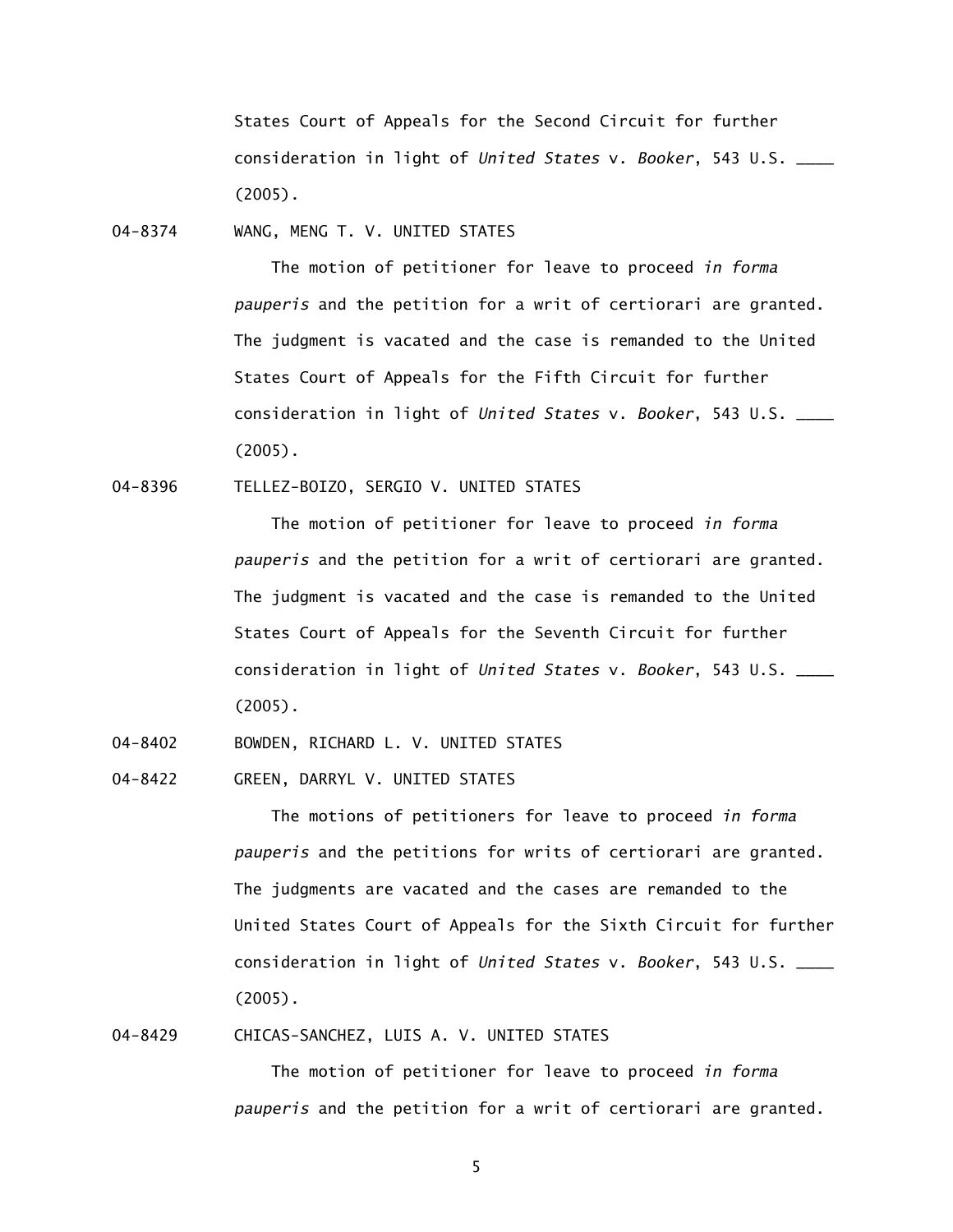States Court of Appeals for the Second Circuit for further consideration in light of *United States* v. *Booker*, 543 U.S. ___ (2005).

04-8374 WANG, MENG T. V. UNITED STATES

The motion of petitioner for leave to proceed *in forma pauperis* and the petition for a writ of certiorari are granted. The judgment is vacated and the case is remanded to the United States Court of Appeals for the Fifth Circuit for further consideration in light of *United States* v. *Booker*, 543 U.S. ___ (2005).

04-8396 TELLEZ-BOIZO, SERGIO V. UNITED STATES

The motion of petitioner for leave to proceed *in forma pauperis* and the petition for a writ of certiorari are granted. The judgment is vacated and the case is remanded to the United States Court of Appeals for the Seventh Circuit for further consideration in light of *United States* v. *Booker*, 543 U.S. ___ (2005).

04-8402 BOWDEN, RICHARD L. V. UNITED STATES

04-8422 GREEN, DARRYL V. UNITED STATES

The motions of petitioners for leave to proceed *in forma pauperis* and the petitions for writs of certiorari are granted. The judgments are vacated and the cases are remanded to the United States Court of Appeals for the Sixth Circuit for further consideration in light of *United States* v. *Booker*, 543 U.S. ___ (2005).

04-8429 CHICAS-SANCHEZ, LUIS A. V. UNITED STATES

The motion of petitioner for leave to proceed *in forma pauperis* and the petition for a writ of certiorari are granted.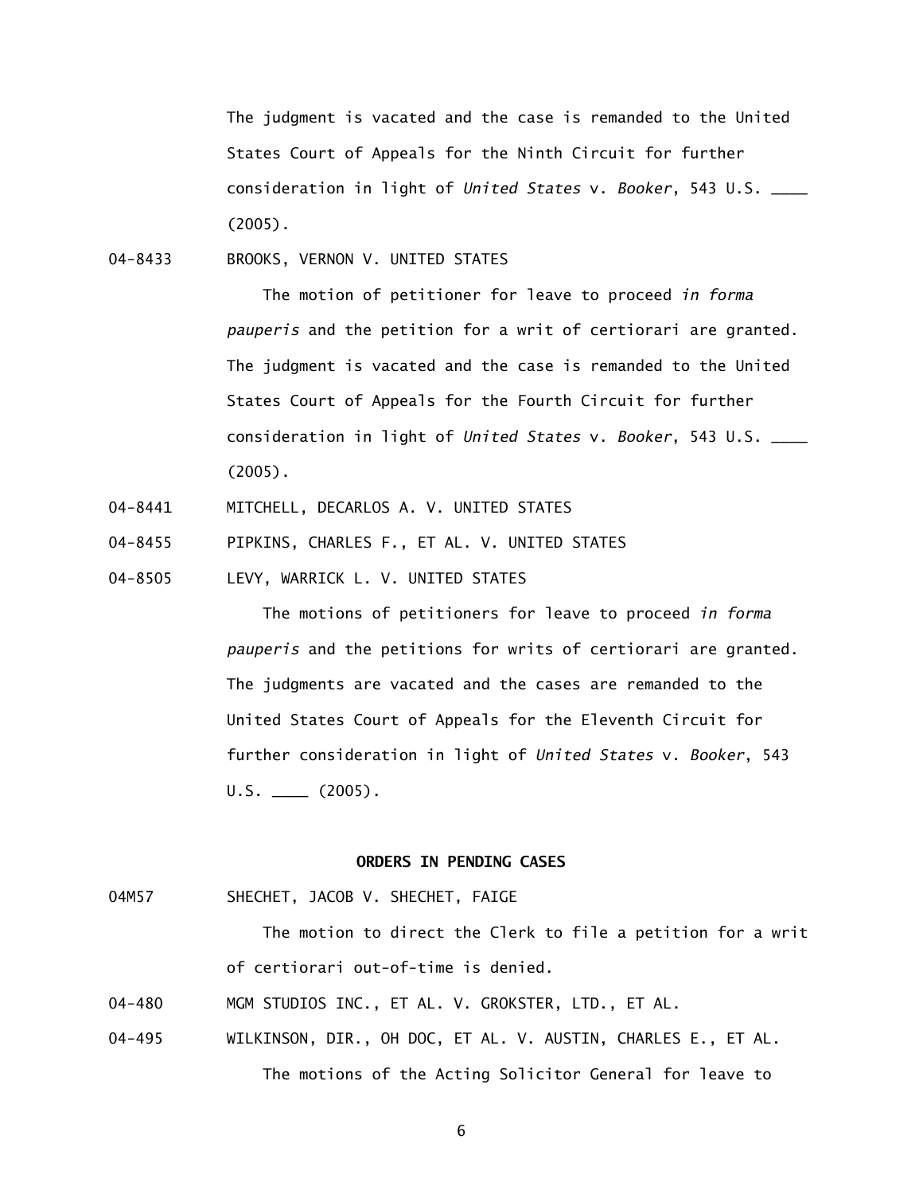The judgment is vacated and the case is remanded to the United States Court of Appeals for the Ninth Circuit for further consideration in light of *United States* v. *Booker*, 543 U.S. ____ (2005).

04-8433 BROOKS, VERNON V. UNITED STATES

The motion of petitioner for leave to proceed *in forma pauperis* and the petition for a writ of certiorari are granted. The judgment is vacated and the case is remanded to the United States Court of Appeals for the Fourth Circuit for further consideration in light of *United States* v. *Booker*, 543 U.S. ____ (2005).

04-8441 MITCHELL, DECARLOS A. V. UNITED STATES

04-8455 PIPKINS, CHARLES F., ET AL. V. UNITED STATES

04-8505 LEVY, WARRICK L. V. UNITED STATES

The motions of petitioners for leave to proceed *in forma pauperis* and the petitions for writs of certiorari are granted. The judgments are vacated and the cases are remanded to the United States Court of Appeals for the Eleventh Circuit for further consideration in light of *United States* v. *Booker*, 543 U.S. ____ (2005).

## ORDERS IN PENDING CASES

04M57 SHECHET, JACOB V. SHECHET, FAIGE

The motion to direct the Clerk to file a petition for a writ of certiorari out-of-time is denied.

04-480 MGM STUDIOS INC., ET AL. V. GROKSTER, LTD., ET AL.

04-495 WILKINSON, DIR., OH DOC, ET AL. V. AUSTIN, CHARLES E., ET AL.

The motions of the Acting Solicitor General for leave to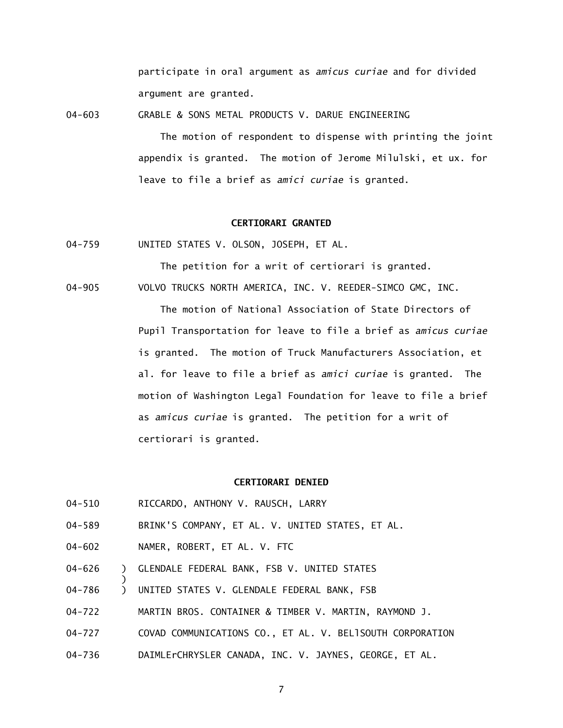participate in oral argument as *amicus curiae* and for divided argument are granted.

04-603 GRABLE & SONS METAL PRODUCTS V. DARUE ENGINEERING

The motion of respondent to dispense with printing the joint appendix is granted. The motion of Jerome Milulski, et ux. for leave to file a brief as *amici curiae* is granted.

**CERTIORARI GRANTED**

04-759 UNITED STATES V. OLSON, JOSEPH, ET AL.

The petition for a writ of certiorari is granted.

04-905 VOLVO TRUCKS NORTH AMERICA, INC. V. REEDER-SIMCO GMC, INC.

The motion of National Association of State Directors of Pupil Transportation for leave to file a brief as *amicus curiae* is granted. The motion of Truck Manufacturers Association, et al. for leave to file a brief as *amici curiae* is granted. The motion of Washington Legal Foundation for leave to file a brief as *amicus curiae* is granted. The petition for a writ of certiorari is granted.

**CERTIORARI DENIED**

04-510 RICCARDO, ANTHONY V. RAUSCH, LARRY

04-589 BRINK'S COMPANY, ET AL. V. UNITED STATES, ET AL.

04-602 NAMER, ROBERT, ET AL. V. FTC

04-626 ) GLENDALE FEDERAL BANK, FSB V. UNITED STATES
)
04-786 ) UNITED STATES V. GLENDALE FEDERAL BANK, FSB

04-722 MARTIN BROS. CONTAINER & TIMBER V. MARTIN, RAYMOND J.

04-727 COVAD COMMUNICATIONS CO., ET AL. V. BELlSOUTH CORPORATION

04-736 DAIMLErCHRYSLER CANADA, INC. V. JAYNES, GEORGE, ET AL.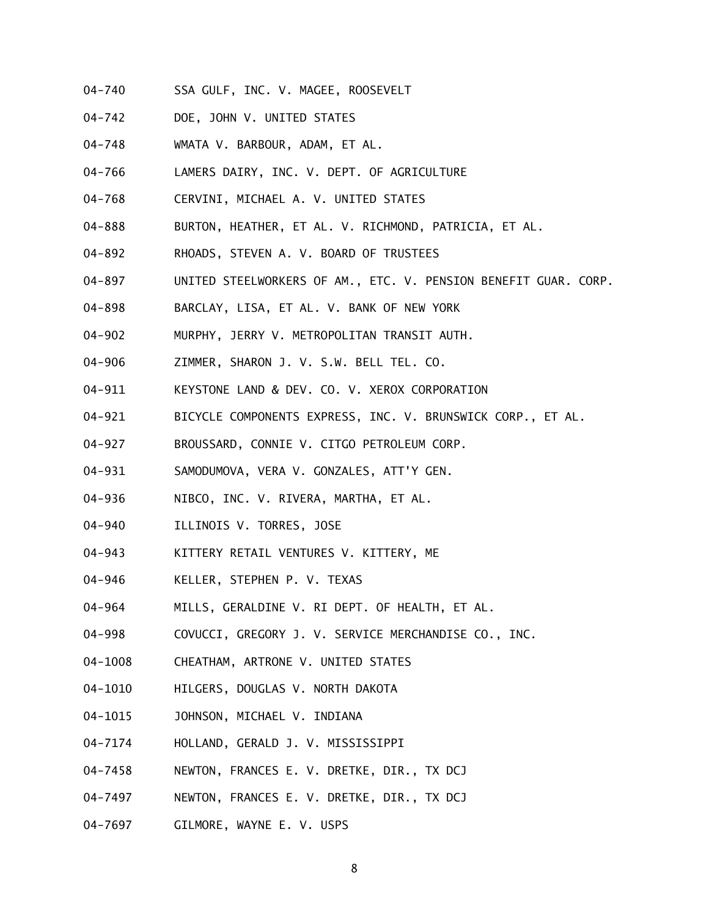04-740 SSA GULF, INC. V. MAGEE, ROOSEVELT

04-742 DOE, JOHN V. UNITED STATES

04-748 WMATA V. BARBOUR, ADAM, ET AL.

04-766 LAMERS DAIRY, INC. V. DEPT. OF AGRICULTURE

04-768 CERVINI, MICHAEL A. V. UNITED STATES

04-888 BURTON, HEATHER, ET AL. V. RICHMOND, PATRICIA, ET AL.

04-892 RHOADS, STEVEN A. V. BOARD OF TRUSTEES

04-897 UNITED STEELWORKERS OF AM., ETC. V. PENSION BENEFIT GUAR. CORP.

04-898 BARCLAY, LISA, ET AL. V. BANK OF NEW YORK

04-902 MURPHY, JERRY V. METROPOLITAN TRANSIT AUTH.

04-906 ZIMMER, SHARON J. V. S.W. BELL TEL. CO.

04-911 KEYSTONE LAND & DEV. CO. V. XEROX CORPORATION

04-921 BICYCLE COMPONENTS EXPRESS, INC. V. BRUNSWICK CORP., ET AL.

04-927 BROUSSARD, CONNIE V. CITGO PETROLEUM CORP.

04-931 SAMODUMOVA, VERA V. GONZALES, ATT'Y GEN.

04-936 NIBCO, INC. V. RIVERA, MARTHA, ET AL.

04-940 ILLINOIS V. TORRES, JOSE

04-943 KITTERY RETAIL VENTURES V. KITTERY, ME

04-946 KELLER, STEPHEN P. V. TEXAS

04-964 MILLS, GERALDINE V. RI DEPT. OF HEALTH, ET AL.

04-998 COVUCCI, GREGORY J. V. SERVICE MERCHANDISE CO., INC.

04-1008 CHEATHAM, ARTRONE V. UNITED STATES

04-1010 HILGERS, DOUGLAS V. NORTH DAKOTA

04-1015 JOHNSON, MICHAEL V. INDIANA

04-7174 HOLLAND, GERALD J. V. MISSISSIPPI

04-7458 NEWTON, FRANCES E. V. DRETKE, DIR., TX DCJ

04-7497 NEWTON, FRANCES E. V. DRETKE, DIR., TX DCJ

04-7697 GILMORE, WAYNE E. V. USPS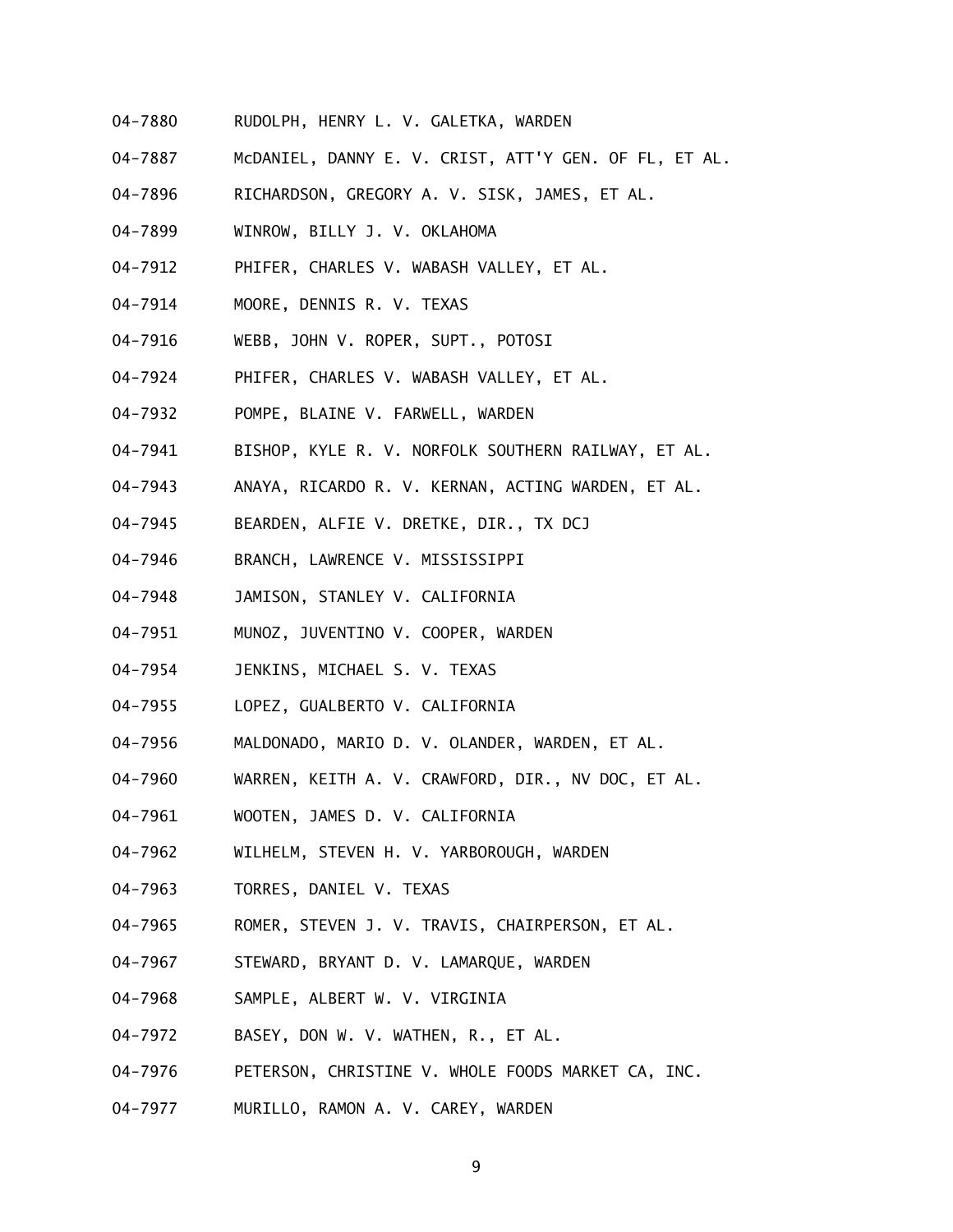04-7880 RUDOLPH, HENRY L. V. GALETKA, WARDEN

04-7887 McDANIEL, DANNY E. V. CRIST, ATT'Y GEN. OF FL, ET AL.

04-7896 RICHARDSON, GREGORY A. V. SISK, JAMES, ET AL.

04-7899 WINROW, BILLY J. V. OKLAHOMA

04-7912 PHIFER, CHARLES V. WABASH VALLEY, ET AL.

04-7914 MOORE, DENNIS R. V. TEXAS

04-7916 WEBB, JOHN V. ROPER, SUPT., POTOSI

04-7924 PHIFER, CHARLES V. WABASH VALLEY, ET AL.

04-7932 POMPE, BLAINE V. FARWELL, WARDEN

04-7941 BISHOP, KYLE R. V. NORFOLK SOUTHERN RAILWAY, ET AL.

04-7943 ANAYA, RICARDO R. V. KERNAN, ACTING WARDEN, ET AL.

04-7945 BEARDEN, ALFIE V. DRETKE, DIR., TX DCJ

04-7946 BRANCH, LAWRENCE V. MISSISSIPPI

04-7948 JAMISON, STANLEY V. CALIFORNIA

04-7951 MUNOZ, JUVENTINO V. COOPER, WARDEN

04-7954 JENKINS, MICHAEL S. V. TEXAS

04-7955 LOPEZ, GUALBERTO V. CALIFORNIA

04-7956 MALDONADO, MARIO D. V. OLANDER, WARDEN, ET AL.

04-7960 WARREN, KEITH A. V. CRAWFORD, DIR., NV DOC, ET AL.

04-7961 WOOTEN, JAMES D. V. CALIFORNIA

04-7962 WILHELM, STEVEN H. V. YARBOROUGH, WARDEN

04-7963 TORRES, DANIEL V. TEXAS

04-7965 ROMER, STEVEN J. V. TRAVIS, CHAIRPERSON, ET AL.

04-7967 STEWARD, BRYANT D. V. LAMARQUE, WARDEN

04-7968 SAMPLE, ALBERT W. V. VIRGINIA

04-7972 BASEY, DON W. V. WATHEN, R., ET AL.

04-7976 PETERSON, CHRISTINE V. WHOLE FOODS MARKET CA, INC.

04-7977 MURILLO, RAMON A. V. CAREY, WARDEN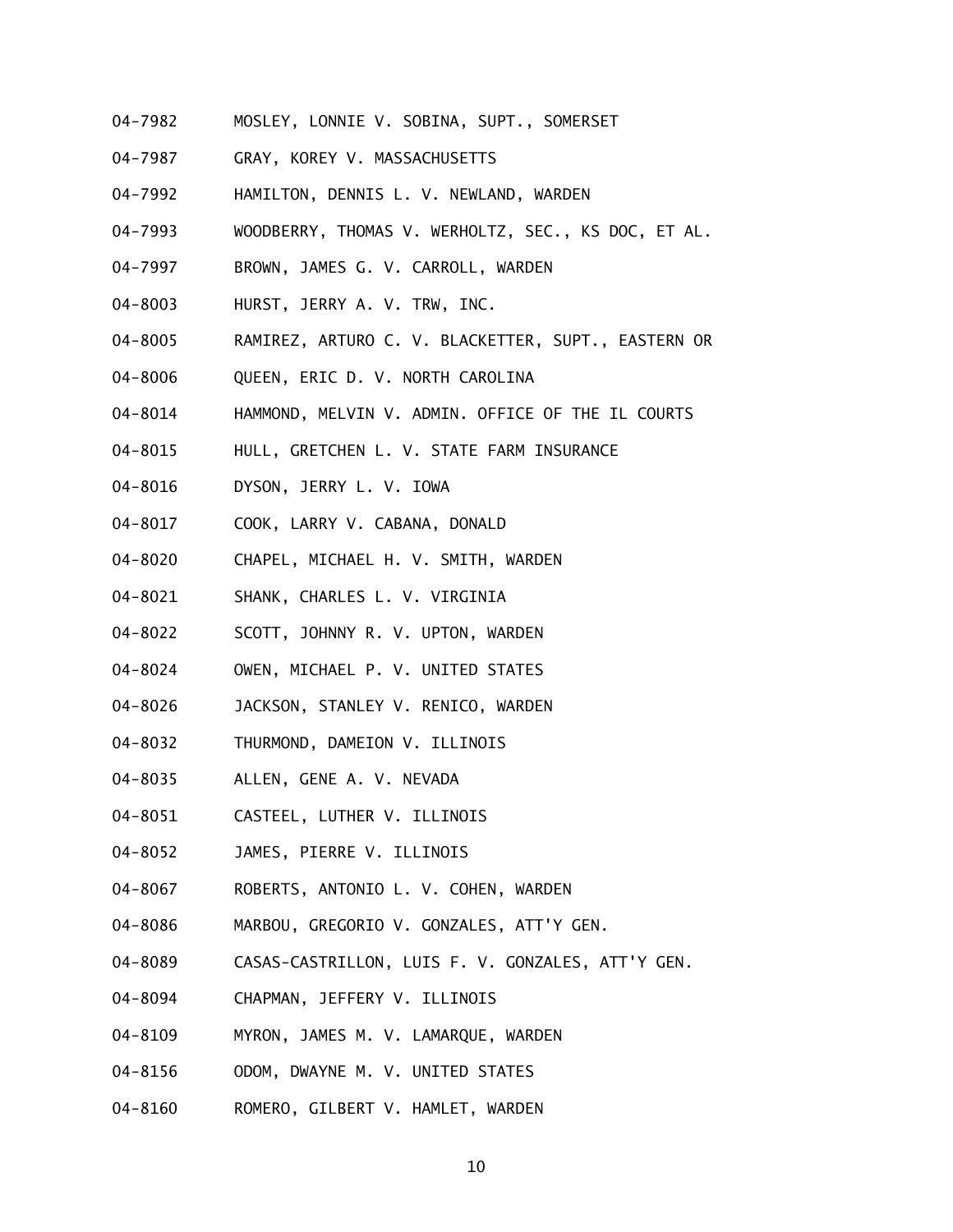04-7982 MOSLEY, LONNIE V. SOBINA, SUPT., SOMERSET

04-7987 GRAY, KOREY V. MASSACHUSETTS

04-7992 HAMILTON, DENNIS L. V. NEWLAND, WARDEN

04-7993 WOODBERRY, THOMAS V. WERHOLTZ, SEC., KS DOC, ET AL.

04-7997 BROWN, JAMES G. V. CARROLL, WARDEN

04-8003 HURST, JERRY A. V. TRW, INC.

04-8005 RAMIREZ, ARTURO C. V. BLACKETTER, SUPT., EASTERN OR

04-8006 QUEEN, ERIC D. V. NORTH CAROLINA

04-8014 HAMMOND, MELVIN V. ADMIN. OFFICE OF THE IL COURTS

04-8015 HULL, GRETCHEN L. V. STATE FARM INSURANCE

04-8016 DYSON, JERRY L. V. IOWA

04-8017 COOK, LARRY V. CABANA, DONALD

04-8020 CHAPEL, MICHAEL H. V. SMITH, WARDEN

04-8021 SHANK, CHARLES L. V. VIRGINIA

04-8022 SCOTT, JOHNNY R. V. UPTON, WARDEN

04-8024 OWEN, MICHAEL P. V. UNITED STATES

04-8026 JACKSON, STANLEY V. RENICO, WARDEN

04-8032 THURMOND, DAMEION V. ILLINOIS

04-8035 ALLEN, GENE A. V. NEVADA

04-8051 CASTEEL, LUTHER V. ILLINOIS

04-8052 JAMES, PIERRE V. ILLINOIS

04-8067 ROBERTS, ANTONIO L. V. COHEN, WARDEN

04-8086 MARBOU, GREGORIO V. GONZALES, ATT'Y GEN.

04-8089 CASAS-CASTRILLON, LUIS F. V. GONZALES, ATT'Y GEN.

04-8094 CHAPMAN, JEFFERY V. ILLINOIS

04-8109 MYRON, JAMES M. V. LAMARQUE, WARDEN

04-8156 ODOM, DWAYNE M. V. UNITED STATES

04-8160 ROMERO, GILBERT V. HAMLET, WARDEN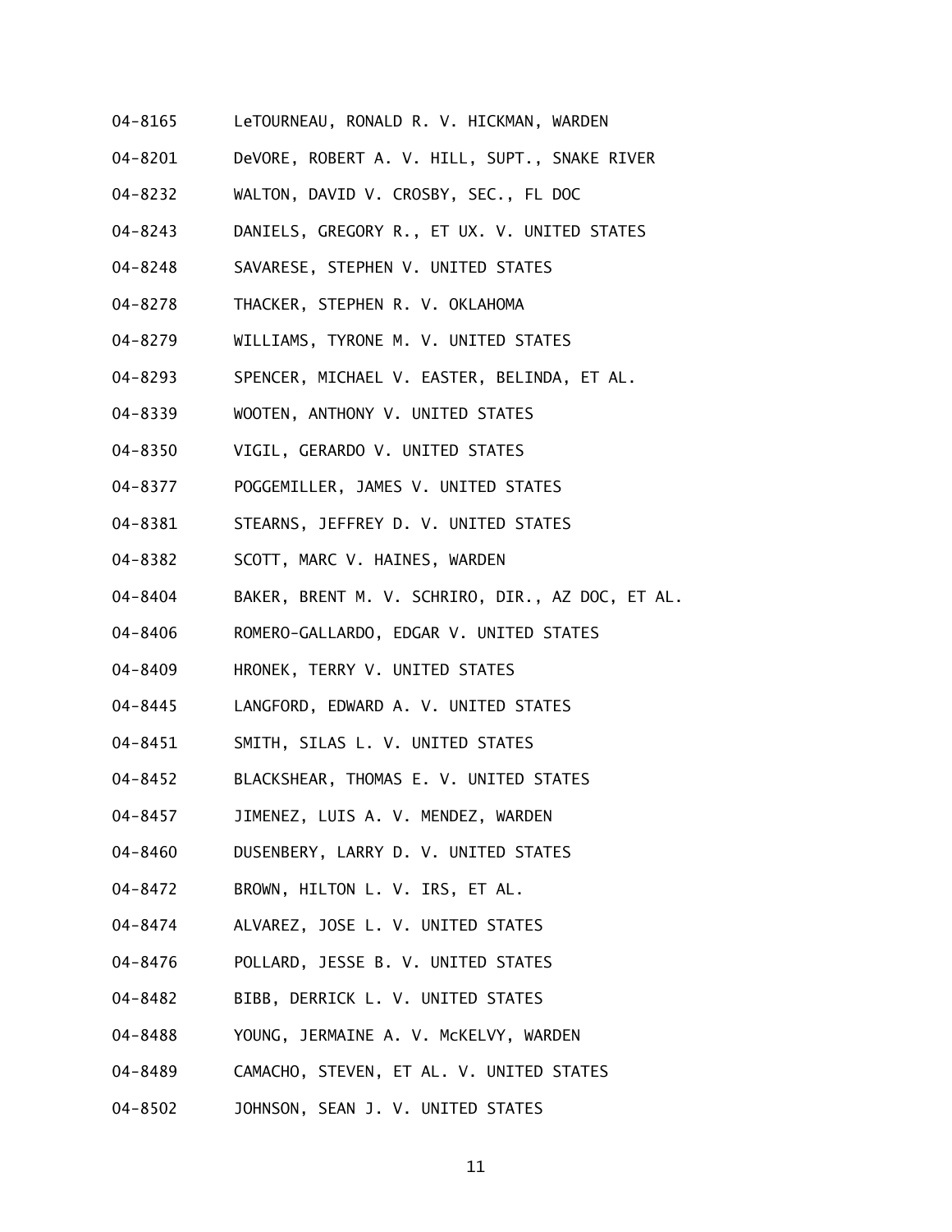04-8165 LeTOURNEAU, RONALD R. V. HICKMAN, WARDEN

04-8201 DeVORE, ROBERT A. V. HILL, SUPT., SNAKE RIVER

04-8232 WALTON, DAVID V. CROSBY, SEC., FL DOC

04-8243 DANIELS, GREGORY R., ET UX. V. UNITED STATES

04-8248 SAVARESE, STEPHEN V. UNITED STATES

04-8278 THACKER, STEPHEN R. V. OKLAHOMA

04-8279 WILLIAMS, TYRONE M. V. UNITED STATES

04-8293 SPENCER, MICHAEL V. EASTER, BELINDA, ET AL.

04-8339 WOOTEN, ANTHONY V. UNITED STATES

04-8350 VIGIL, GERARDO V. UNITED STATES

04-8377 POGGEMILLER, JAMES V. UNITED STATES

04-8381 STEARNS, JEFFREY D. V. UNITED STATES

04-8382 SCOTT, MARC V. HAINES, WARDEN

04-8404 BAKER, BRENT M. V. SCHRIRO, DIR., AZ DOC, ET AL.

04-8406 ROMERO-GALLARDO, EDGAR V. UNITED STATES

04-8409 HRONEK, TERRY V. UNITED STATES

04-8445 LANGFORD, EDWARD A. V. UNITED STATES

04-8451 SMITH, SILAS L. V. UNITED STATES

04-8452 BLACKSHEAR, THOMAS E. V. UNITED STATES

04-8457 JIMENEZ, LUIS A. V. MENDEZ, WARDEN

04-8460 DUSENBERY, LARRY D. V. UNITED STATES

04-8472 BROWN, HILTON L. V. IRS, ET AL.

04-8474 ALVAREZ, JOSE L. V. UNITED STATES

04-8476 POLLARD, JESSE B. V. UNITED STATES

04-8482 BIBB, DERRICK L. V. UNITED STATES

04-8488 YOUNG, JERMAINE A. V. McKELVY, WARDEN

04-8489 CAMACHO, STEVEN, ET AL. V. UNITED STATES

04-8502 JOHNSON, SEAN J. V. UNITED STATES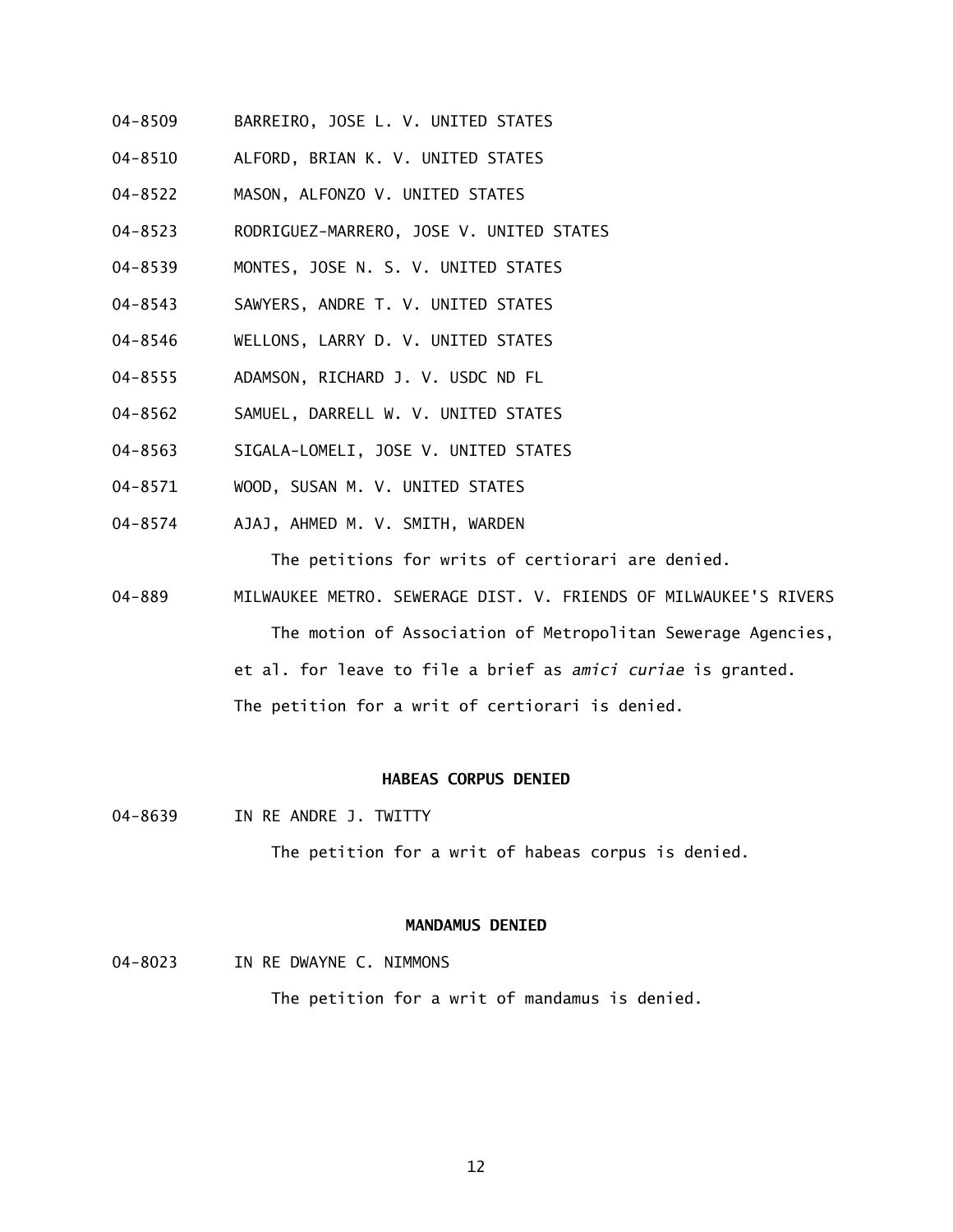04-8509 BARREIRO, JOSE L. V. UNITED STATES

04-8510 ALFORD, BRIAN K. V. UNITED STATES

04-8522 MASON, ALFONZO V. UNITED STATES

04-8523 RODRIGUEZ-MARRERO, JOSE V. UNITED STATES

04-8539 MONTES, JOSE N. S. V. UNITED STATES

04-8543 SAWYERS, ANDRE T. V. UNITED STATES

04-8546 WELLONS, LARRY D. V. UNITED STATES

04-8555 ADAMSON, RICHARD J. V. USDC ND FL

04-8562 SAMUEL, DARRELL W. V. UNITED STATES

04-8563 SIGALA-LOMELI, JOSE V. UNITED STATES

04-8571 WOOD, SUSAN M. V. UNITED STATES

04-8574 AJAJ, AHMED M. V. SMITH, WARDEN

The petitions for writs of certiorari are denied.

04-889 MILWAUKEE METRO. SEWERAGE DIST. V. FRIENDS OF MILWAUKEE'S RIVERS

The motion of Association of Metropolitan Sewerage Agencies, et al. for leave to file a brief as *amici curiae* is granted. The petition for a writ of certiorari is denied.

**HABEAS CORPUS DENIED**

04-8639 IN RE ANDRE J. TWITTY

The petition for a writ of habeas corpus is denied.

**MANDAMUS DENIED**

04-8023 IN RE DWAYNE C. NIMMONS

The petition for a writ of mandamus is denied.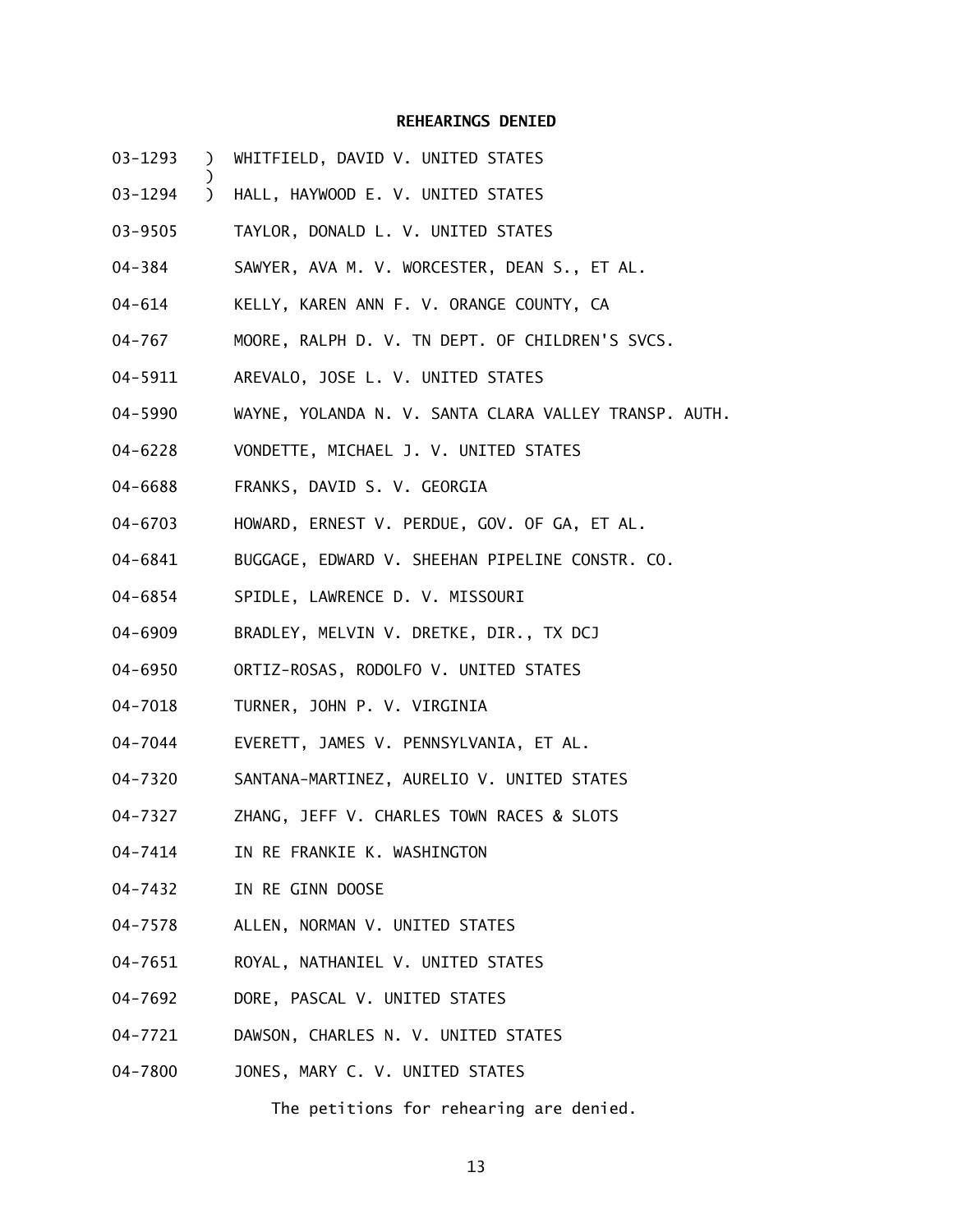**REHEARINGS DENIED**

03-1293 ) WHITFIELD, DAVID V. UNITED STATES
)
03-1294 ) HALL, HAYWOOD E. V. UNITED STATES

03-9505 TAYLOR, DONALD L. V. UNITED STATES

04-384 SAWYER, AVA M. V. WORCESTER, DEAN S., ET AL.

04-614 KELLY, KAREN ANN F. V. ORANGE COUNTY, CA

04-767 MOORE, RALPH D. V. TN DEPT. OF CHILDREN'S SVCS.

04-5911 AREVALO, JOSE L. V. UNITED STATES

04-5990 WAYNE, YOLANDA N. V. SANTA CLARA VALLEY TRANSP. AUTH.

04-6228 VONDETTE, MICHAEL J. V. UNITED STATES

04-6688 FRANKS, DAVID S. V. GEORGIA

04-6703 HOWARD, ERNEST V. PERDUE, GOV. OF GA, ET AL.

04-6841 BUGGAGE, EDWARD V. SHEEHAN PIPELINE CONSTR. CO.

04-6854 SPIDLE, LAWRENCE D. V. MISSOURI

04-6909 BRADLEY, MELVIN V. DRETKE, DIR., TX DCJ

04-6950 ORTIZ-ROSAS, RODOLFO V. UNITED STATES

04-7018 TURNER, JOHN P. V. VIRGINIA

04-7044 EVERETT, JAMES V. PENNSYLVANIA, ET AL.

04-7320 SANTANA-MARTINEZ, AURELIO V. UNITED STATES

04-7327 ZHANG, JEFF V. CHARLES TOWN RACES & SLOTS

04-7414 IN RE FRANKIE K. WASHINGTON

04-7432 IN RE GINN DOOSE

04-7578 ALLEN, NORMAN V. UNITED STATES

04-7651 ROYAL, NATHANIEL V. UNITED STATES

04-7692 DORE, PASCAL V. UNITED STATES

04-7721 DAWSON, CHARLES N. V. UNITED STATES

04-7800 JONES, MARY C. V. UNITED STATES

The petitions for rehearing are denied.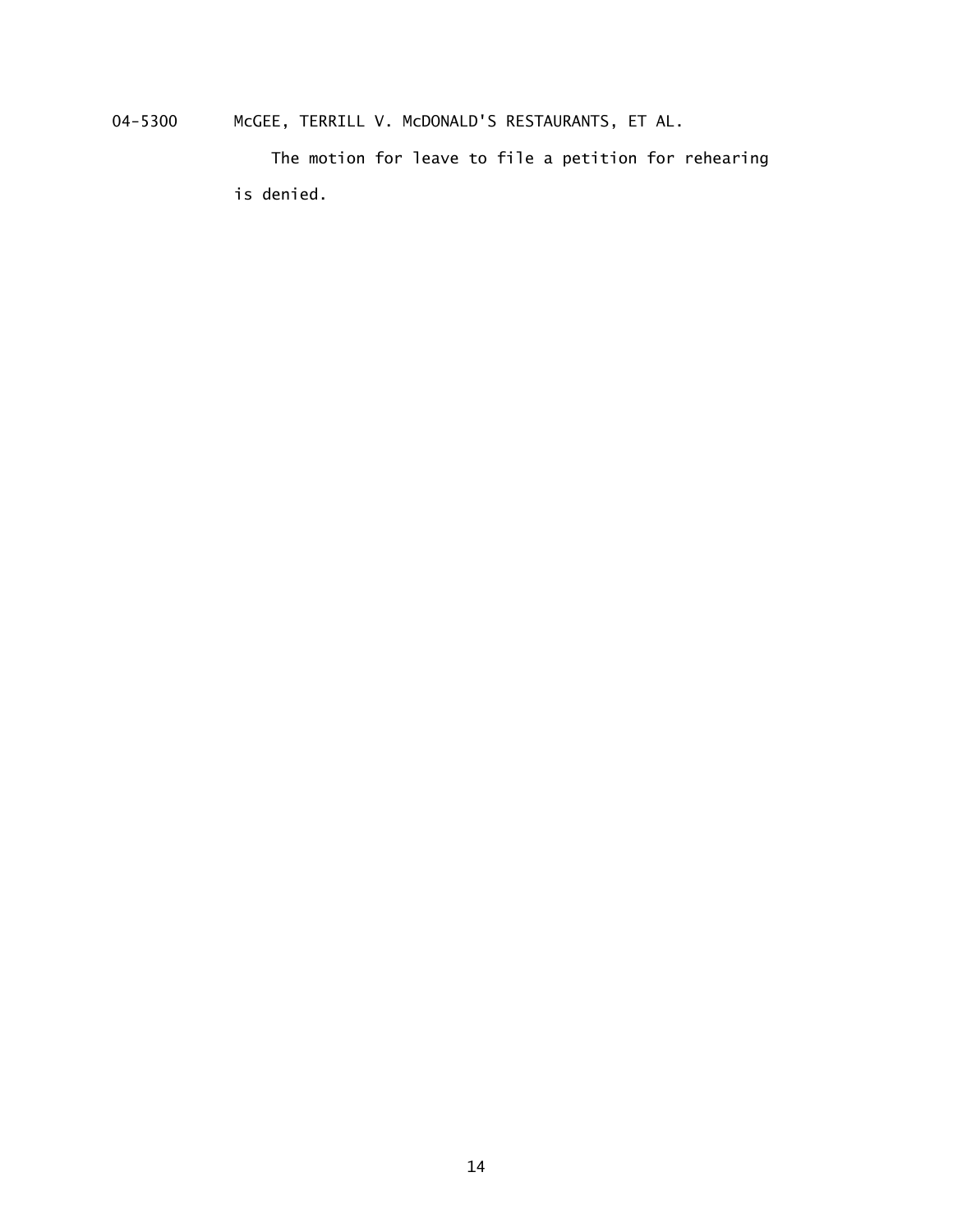04-5300 McGEE, TERRILL V. McDONALD'S RESTAURANTS, ET AL.

The motion for leave to file a petition for rehearing is denied.